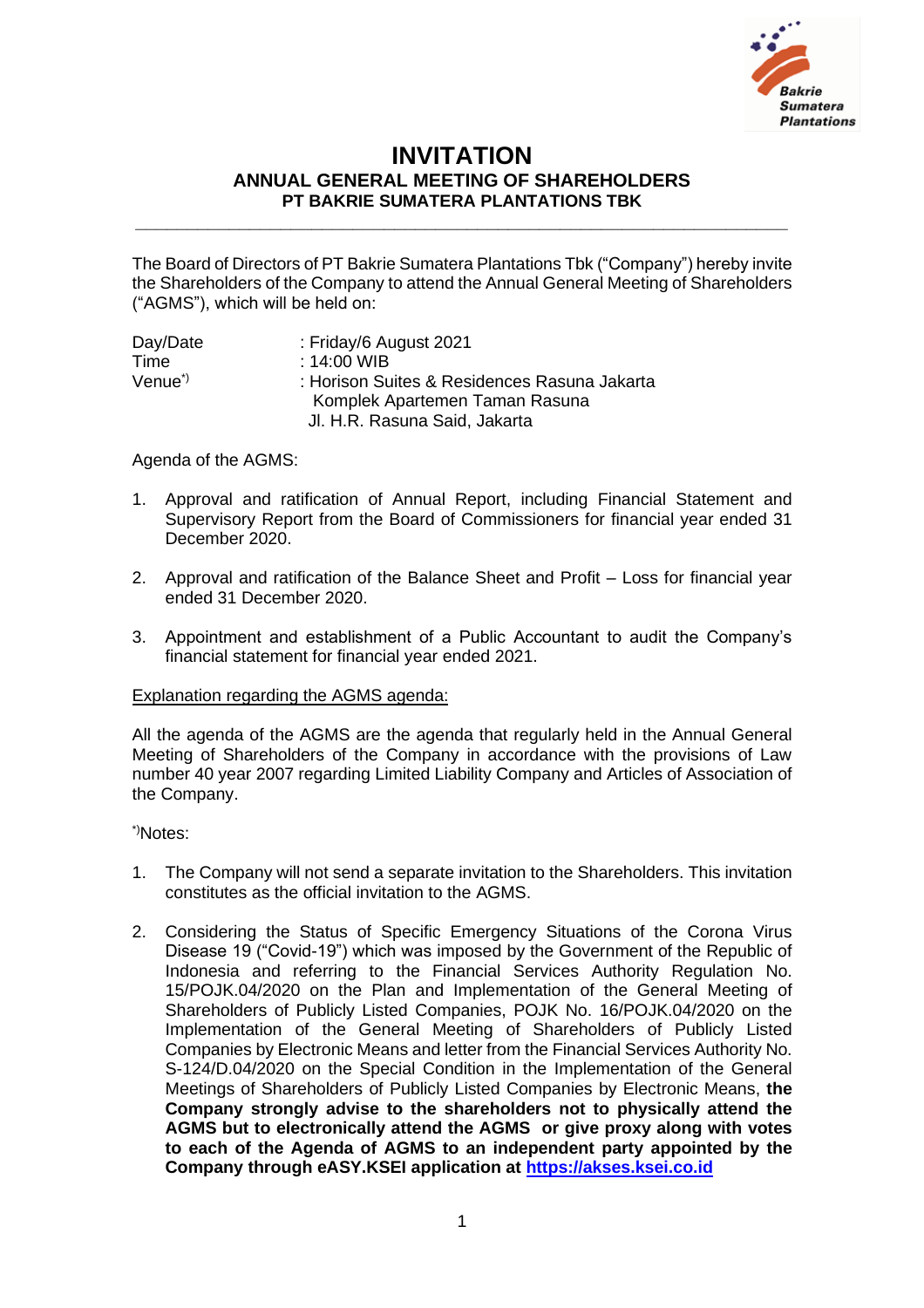# INVITATION

## ANNUAL GENERAL MEETING OF SHAREHOLDERS

### PT BAKRIE SUMATERA PLANTATIONS TBK

---

The Board of Directors of PT Bakrie Sumatera Plantations Tbk ("Company") hereby invite the Shareholders of the Company to attend the Annual General Meeting of Shareholders ("AGMS"), which will be held on:

| | |
|---|---|
| Day/Date | : Friday/6 August 2021 |
| Time | : 14:00 WIB |
| Venue*) | : Horison Suites & Residences Rasuna Jakarta<br>Komplek Apartemen Taman Rasuna<br>Jl. H.R. Rasuna Said, Jakarta |

Agenda of the AGMS:

1. Approval and ratification of Annual Report, including Financial Statement and Supervisory Report from the Board of Commissioners for financial year ended 31 December 2020.

2. Approval and ratification of the Balance Sheet and Profit – Loss for financial year ended 31 December 2020.

3. Appointment and establishment of a Public Accountant to audit the Company's financial statement for financial year ended 2021.

<u>Explanation regarding the AGMS agenda:</u>

All the agenda of the AGMS are the agenda that regularly held in the Annual General Meeting of Shareholders of the Company in accordance with the provisions of Law number 40 year 2007 regarding Limited Liability Company and Articles of Association of the Company.

*)Notes:

1. The Company will not send a separate invitation to the Shareholders. This invitation constitutes as the official invitation to the AGMS.

2. Considering the Status of Specific Emergency Situations of the Corona Virus Disease 19 ("Covid-19") which was imposed by the Government of the Republic of Indonesia and referring to the Financial Services Authority Regulation No. 15/POJK.04/2020 on the Plan and Implementation of the General Meeting of Shareholders of Publicly Listed Companies, POJK No. 16/POJK.04/2020 on the Implementation of the General Meeting of Shareholders of Publicly Listed Companies by Electronic Means and letter from the Financial Services Authority No. S-124/D.04/2020 on the Special Condition in the Implementation of the General Meetings of Shareholders of Publicly Listed Companies by Electronic Means, **the Company strongly advise to the shareholders not to physically attend the AGMS but to electronically attend the AGMS or give proxy along with votes to each of the Agenda of AGMS to an independent party appointed by the Company through eASY.KSEI application at [https://akses.ksei.co.id](https://akses.ksei.co.id)**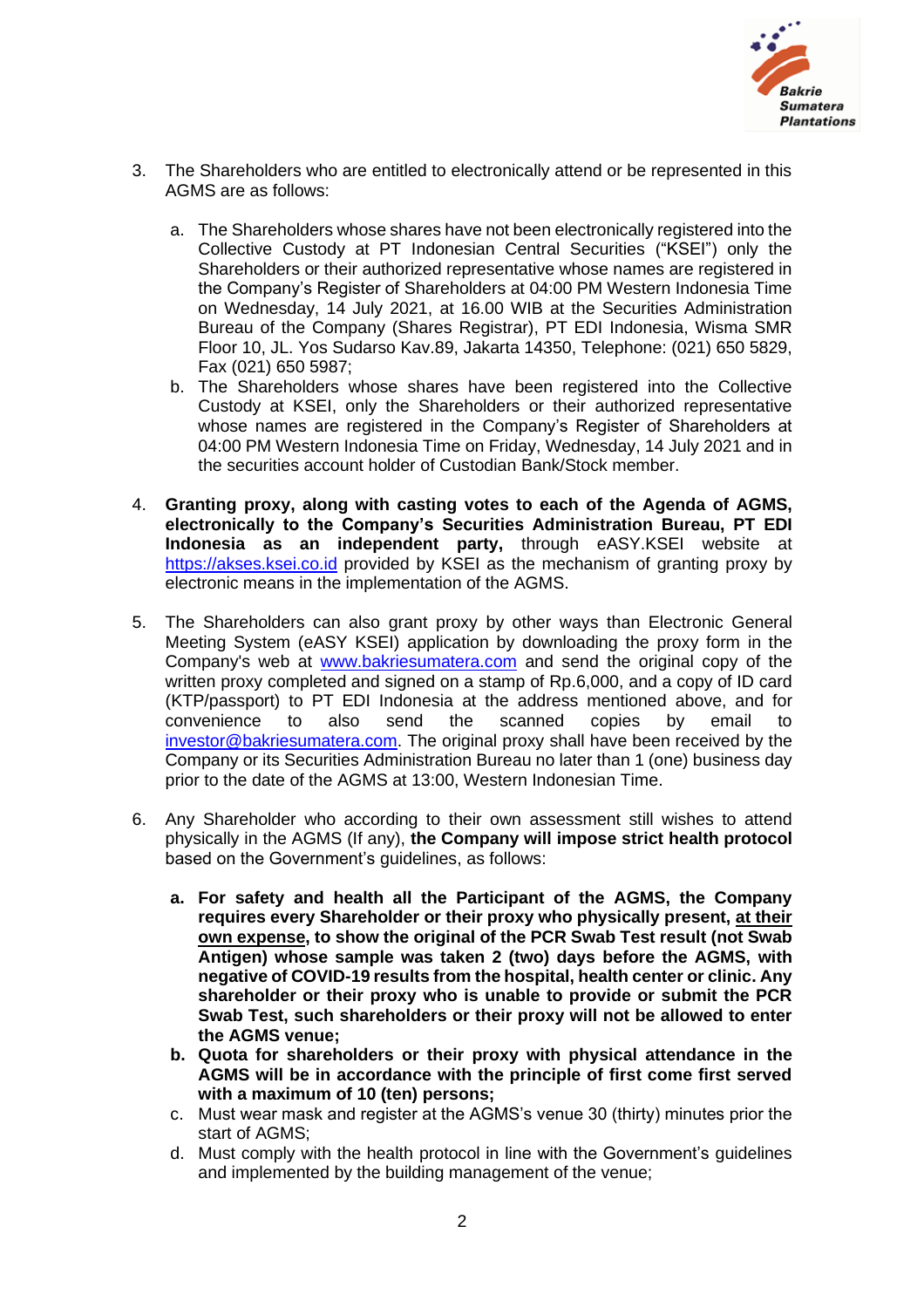3. The Shareholders who are entitled to electronically attend or be represented in this AGMS are as follows:

   a. The Shareholders whose shares have not been electronically registered into the Collective Custody at PT Indonesian Central Securities ("KSEI") only the Shareholders or their authorized representative whose names are registered in the Company's Register of Shareholders at 04:00 PM Western Indonesia Time on Wednesday, 14 July 2021, at 16.00 WIB at the Securities Administration Bureau of the Company (Shares Registrar), PT EDI Indonesia, Wisma SMR Floor 10, JL. Yos Sudarso Kav.89, Jakarta 14350, Telephone: (021) 650 5829, Fax (021) 650 5987;
   b. The Shareholders whose shares have been registered into the Collective Custody at KSEI, only the Shareholders or their authorized representative whose names are registered in the Company's Register of Shareholders at 04:00 PM Western Indonesia Time on Friday, Wednesday, 14 July 2021 and in the securities account holder of Custodian Bank/Stock member.

4. **Granting proxy, along with casting votes to each of the Agenda of AGMS, electronically to the Company's Securities Administration Bureau, PT EDI Indonesia as an independent party,** through eASY.KSEI website at https://akses.ksei.co.id provided by KSEI as the mechanism of granting proxy by electronic means in the implementation of the AGMS.

5. The Shareholders can also grant proxy by other ways than Electronic General Meeting System (eASY KSEI) application by downloading the proxy form in the Company's web at www.bakriesumatera.com and send the original copy of the written proxy completed and signed on a stamp of Rp.6,000, and a copy of ID card (KTP/passport) to PT EDI Indonesia at the address mentioned above, and for convenience to also send the scanned copies by email to investor@bakriesumatera.com. The original proxy shall have been received by the Company or its Securities Administration Bureau no later than 1 (one) business day prior to the date of the AGMS at 13:00, Western Indonesian Time.

6. Any Shareholder who according to their own assessment still wishes to attend physically in the AGMS (If any), **the Company will impose strict health protocol** based on the Government's guidelines, as follows:

   a. **For safety and health all the Participant of the AGMS, the Company requires every Shareholder or their proxy who physically present, <u>at their own expense</u>, to show the original of the PCR Swab Test result (not Swab Antigen) whose sample was taken 2 (two) days before the AGMS, with negative of COVID-19 results from the hospital, health center or clinic. Any shareholder or their proxy who is unable to provide or submit the PCR Swab Test, such shareholders or their proxy will not be allowed to enter the AGMS venue;**
   b. **Quota for shareholders or their proxy with physical attendance in the AGMS will be in accordance with the principle of first come first served with a maximum of 10 (ten) persons;**
   c. Must wear mask and register at the AGMS's venue 30 (thirty) minutes prior the start of AGMS;
   d. Must comply with the health protocol in line with the Government's guidelines and implemented by the building management of the venue;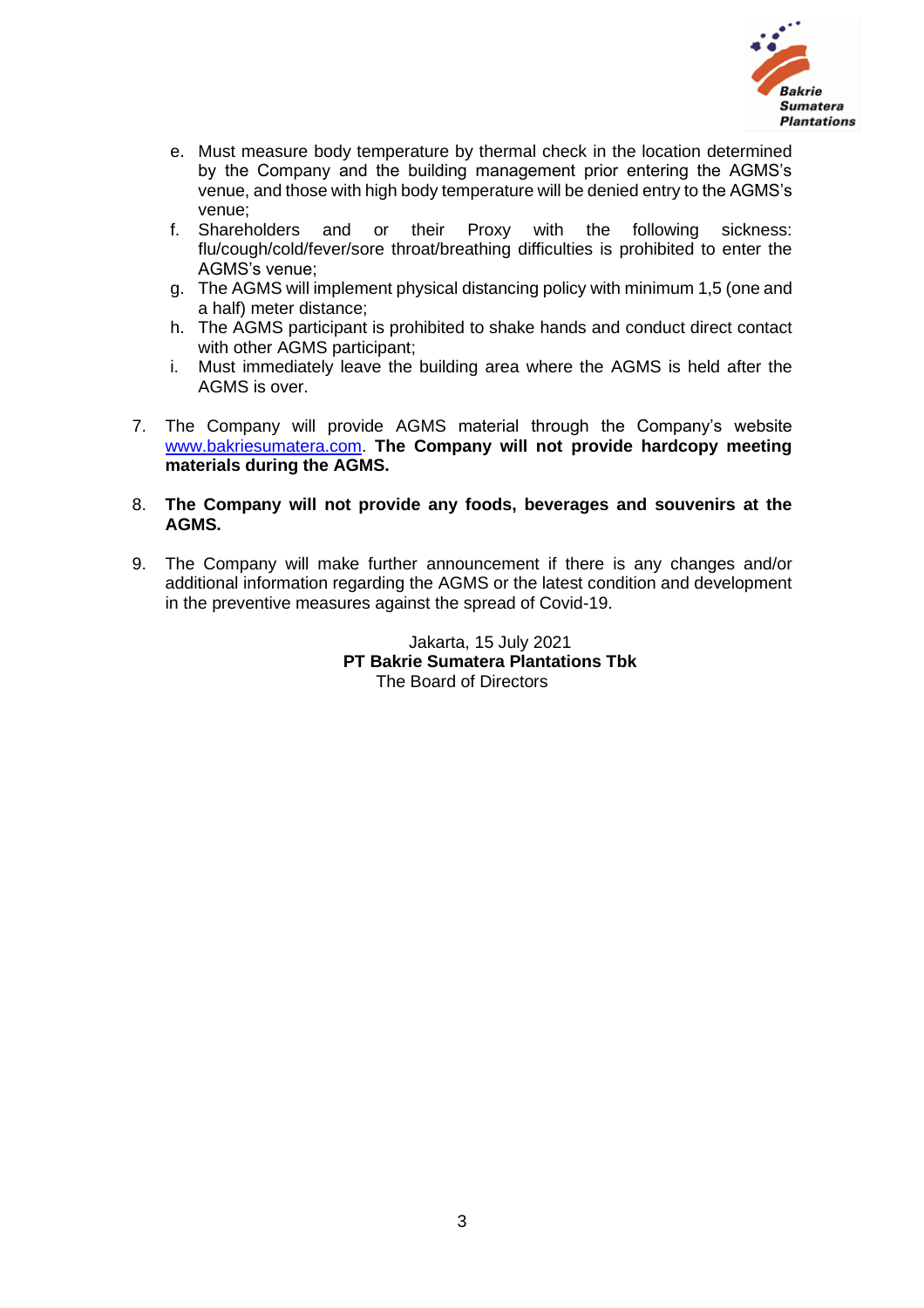e. Must measure body temperature by thermal check in the location determined by the Company and the building management prior entering the AGMS's venue, and those with high body temperature will be denied entry to the AGMS's venue;
f. Shareholders and or their Proxy with the following sickness: flu/cough/cold/fever/sore throat/breathing difficulties is prohibited to enter the AGMS's venue;
g. The AGMS will implement physical distancing policy with minimum 1,5 (one and a half) meter distance;
h. The AGMS participant is prohibited to shake hands and conduct direct contact with other AGMS participant;
i. Must immediately leave the building area where the AGMS is held after the AGMS is over.

7. The Company will provide AGMS material through the Company's website www.bakriesumatera.com. **The Company will not provide hardcopy meeting materials during the AGMS.**

8. **The Company will not provide any foods, beverages and souvenirs at the AGMS.**

9. The Company will make further announcement if there is any changes and/or additional information regarding the AGMS or the latest condition and development in the preventive measures against the spread of Covid-19.

Jakarta, 15 July 2021
**PT Bakrie Sumatera Plantations Tbk**
The Board of Directors